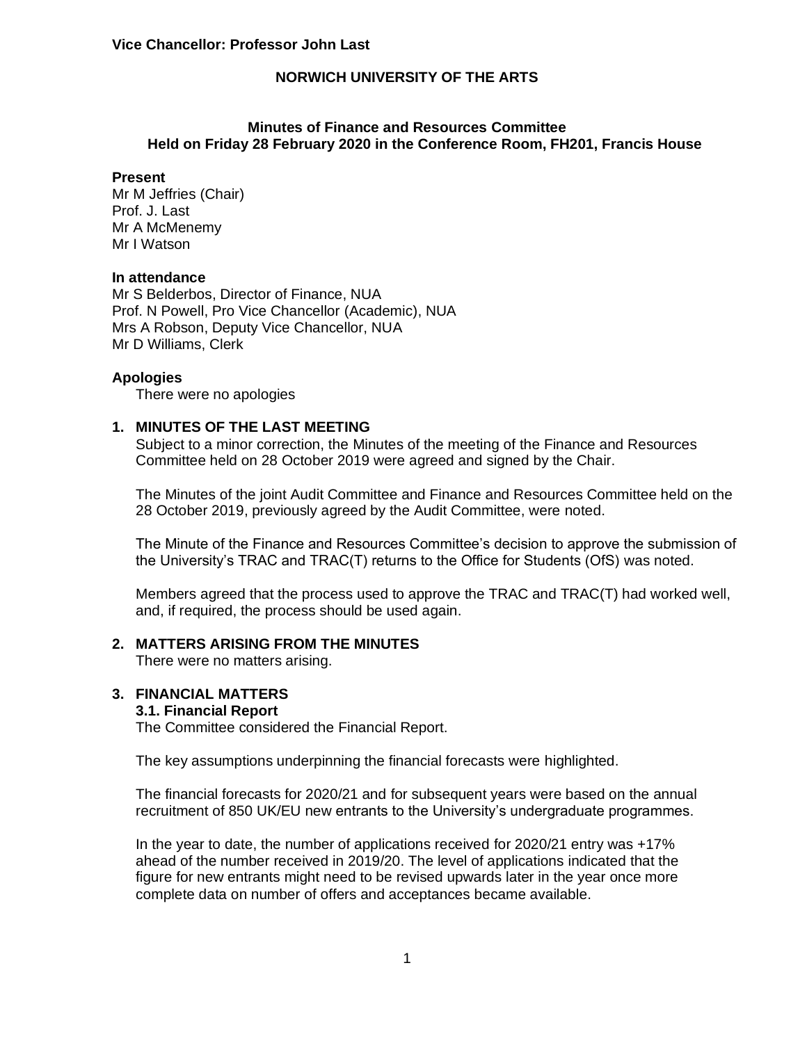**Vice Chancellor: Professor John Last**

# NORWICH UNIVERSITY OF THE ARTS

## Minutes of Finance and Resources Committee
## Held on Friday 28 February 2020 in the Conference Room, FH201, Francis House

**Present**
Mr M Jeffries (Chair)
Prof. J. Last
Mr A McMenemy
Mr I Watson

**In attendance**
Mr S Belderbos, Director of Finance, NUA
Prof. N Powell, Pro Vice Chancellor (Academic), NUA
Mrs A Robson, Deputy Vice Chancellor, NUA
Mr D Williams, Clerk

**Apologies**

There were no apologies

### 1. MINUTES OF THE LAST MEETING

Subject to a minor correction, the Minutes of the meeting of the Finance and Resources Committee held on 28 October 2019 were agreed and signed by the Chair.

The Minutes of the joint Audit Committee and Finance and Resources Committee held on the 28 October 2019, previously agreed by the Audit Committee, were noted.

The Minute of the Finance and Resources Committee's decision to approve the submission of the University's TRAC and TRAC(T) returns to the Office for Students (OfS) was noted.

Members agreed that the process used to approve the TRAC and TRAC(T) had worked well, and, if required, the process should be used again.

### 2. MATTERS ARISING FROM THE MINUTES

There were no matters arising.

### 3. FINANCIAL MATTERS

#### 3.1. Financial Report

The Committee considered the Financial Report.

The key assumptions underpinning the financial forecasts were highlighted.

The financial forecasts for 2020/21 and for subsequent years were based on the annual recruitment of 850 UK/EU new entrants to the University's undergraduate programmes.

In the year to date, the number of applications received for 2020/21 entry was +17% ahead of the number received in 2019/20. The level of applications indicated that the figure for new entrants might need to be revised upwards later in the year once more complete data on number of offers and acceptances became available.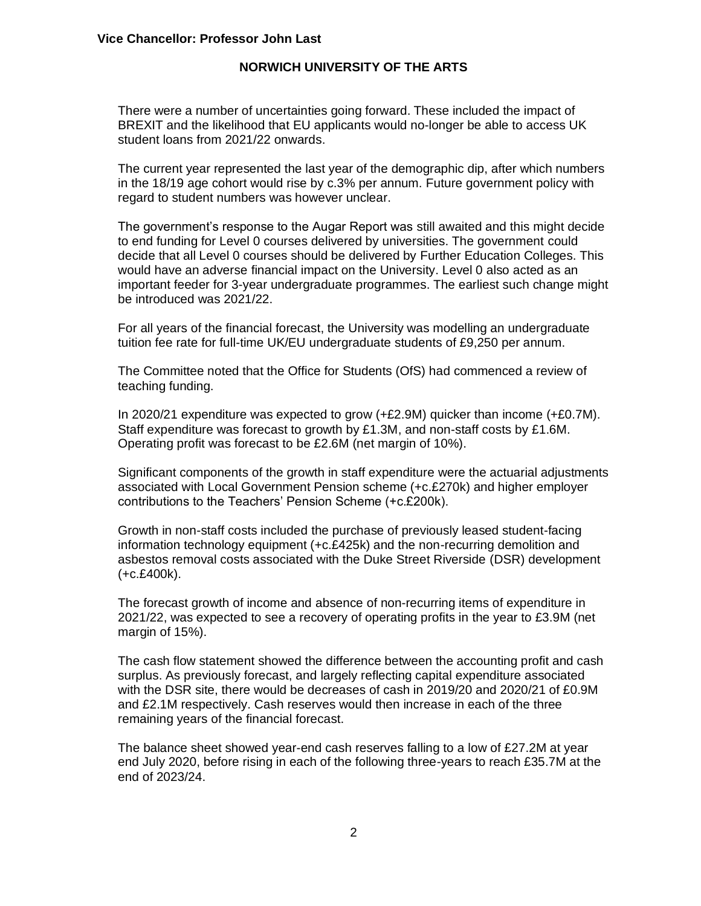There were a number of uncertainties going forward. These included the impact of BREXIT and the likelihood that EU applicants would no-longer be able to access UK student loans from 2021/22 onwards.

The current year represented the last year of the demographic dip, after which numbers in the 18/19 age cohort would rise by c.3% per annum. Future government policy with regard to student numbers was however unclear.

The government's response to the Augar Report was still awaited and this might decide to end funding for Level 0 courses delivered by universities. The government could decide that all Level 0 courses should be delivered by Further Education Colleges. This would have an adverse financial impact on the University. Level 0 also acted as an important feeder for 3-year undergraduate programmes. The earliest such change might be introduced was 2021/22.

For all years of the financial forecast, the University was modelling an undergraduate tuition fee rate for full-time UK/EU undergraduate students of £9,250 per annum.

The Committee noted that the Office for Students (OfS) had commenced a review of teaching funding.

In 2020/21 expenditure was expected to grow (+£2.9M) quicker than income (+£0.7M). Staff expenditure was forecast to growth by £1.3M, and non-staff costs by £1.6M. Operating profit was forecast to be £2.6M (net margin of 10%).

Significant components of the growth in staff expenditure were the actuarial adjustments associated with Local Government Pension scheme (+c.£270k) and higher employer contributions to the Teachers' Pension Scheme (+c.£200k).

Growth in non-staff costs included the purchase of previously leased student-facing information technology equipment (+c.£425k) and the non-recurring demolition and asbestos removal costs associated with the Duke Street Riverside (DSR) development (+c.£400k).

The forecast growth of income and absence of non-recurring items of expenditure in 2021/22, was expected to see a recovery of operating profits in the year to £3.9M (net margin of 15%).

The cash flow statement showed the difference between the accounting profit and cash surplus. As previously forecast, and largely reflecting capital expenditure associated with the DSR site, there would be decreases of cash in 2019/20 and 2020/21 of £0.9M and £2.1M respectively. Cash reserves would then increase in each of the three remaining years of the financial forecast.

The balance sheet showed year-end cash reserves falling to a low of £27.2M at year end July 2020, before rising in each of the following three-years to reach £35.7M at the end of 2023/24.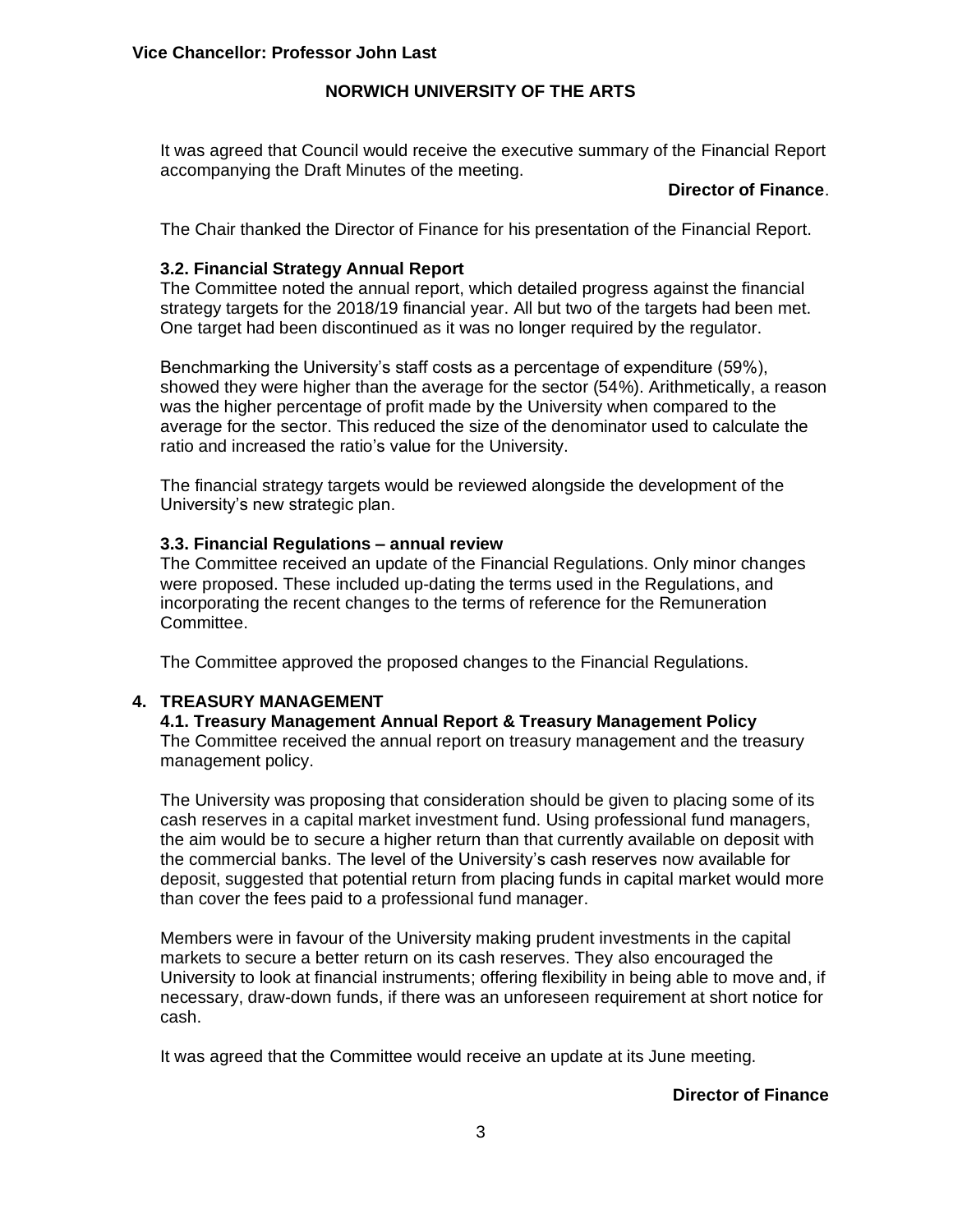It was agreed that Council would receive the executive summary of the Financial Report accompanying the Draft Minutes of the meeting.

**Director of Finance**.

The Chair thanked the Director of Finance for his presentation of the Financial Report.

### 3.2. Financial Strategy Annual Report

The Committee noted the annual report, which detailed progress against the financial strategy targets for the 2018/19 financial year. All but two of the targets had been met. One target had been discontinued as it was no longer required by the regulator.

Benchmarking the University's staff costs as a percentage of expenditure (59%), showed they were higher than the average for the sector (54%). Arithmetically, a reason was the higher percentage of profit made by the University when compared to the average for the sector. This reduced the size of the denominator used to calculate the ratio and increased the ratio's value for the University.

The financial strategy targets would be reviewed alongside the development of the University's new strategic plan.

### 3.3. Financial Regulations – annual review

The Committee received an update of the Financial Regulations. Only minor changes were proposed. These included up-dating the terms used in the Regulations, and incorporating the recent changes to the terms of reference for the Remuneration Committee.

The Committee approved the proposed changes to the Financial Regulations.

## 4. TREASURY MANAGEMENT

### 4.1. Treasury Management Annual Report & Treasury Management Policy

The Committee received the annual report on treasury management and the treasury management policy.

The University was proposing that consideration should be given to placing some of its cash reserves in a capital market investment fund. Using professional fund managers, the aim would be to secure a higher return than that currently available on deposit with the commercial banks. The level of the University's cash reserves now available for deposit, suggested that potential return from placing funds in capital market would more than cover the fees paid to a professional fund manager.

Members were in favour of the University making prudent investments in the capital markets to secure a better return on its cash reserves. They also encouraged the University to look at financial instruments; offering flexibility in being able to move and, if necessary, draw-down funds, if there was an unforeseen requirement at short notice for cash.

It was agreed that the Committee would receive an update at its June meeting.

**Director of Finance**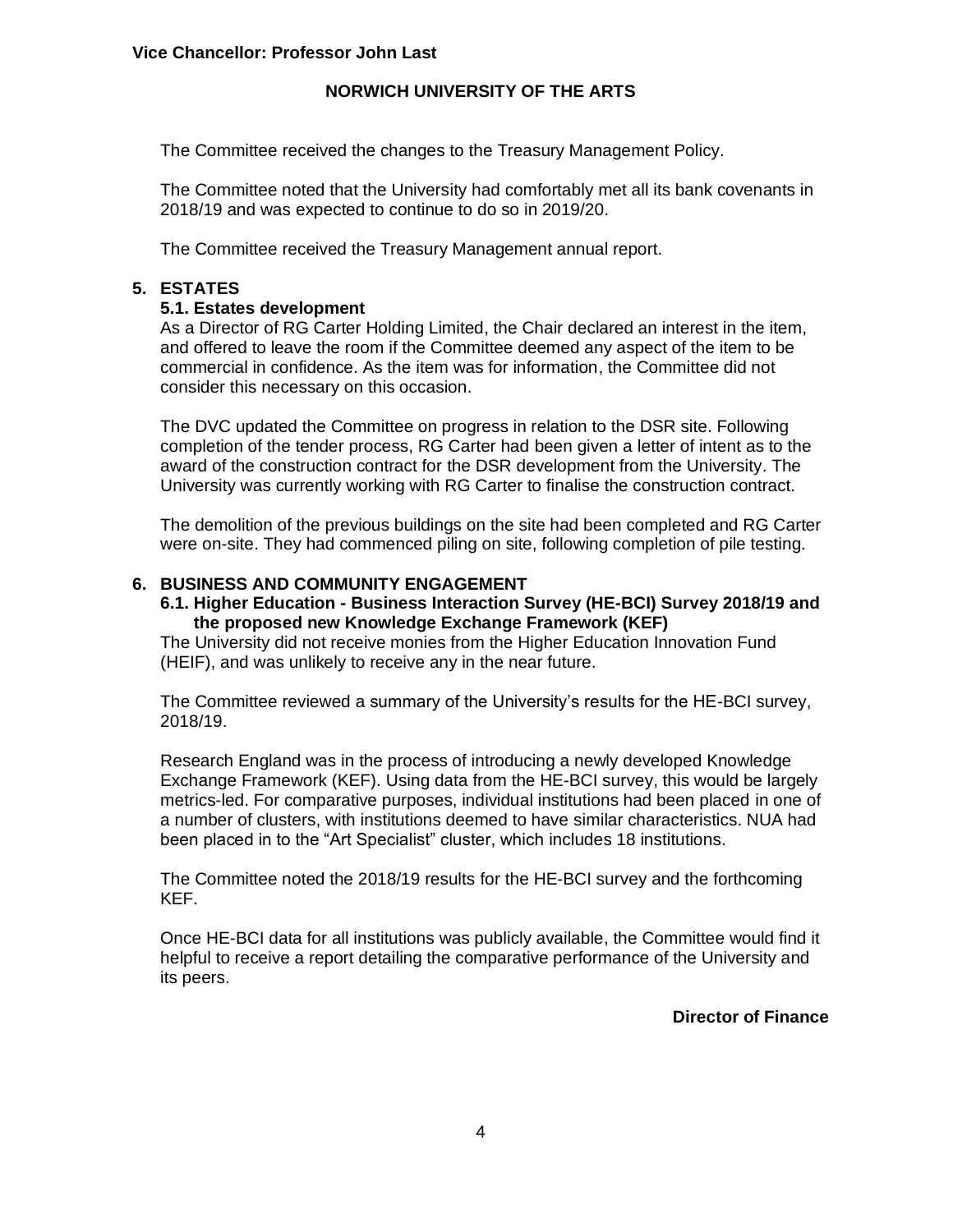The Committee received the changes to the Treasury Management Policy.

The Committee noted that the University had comfortably met all its bank covenants in 2018/19 and was expected to continue to do so in 2019/20.

The Committee received the Treasury Management annual report.

## 5. ESTATES

### 5.1. Estates development

As a Director of RG Carter Holding Limited, the Chair declared an interest in the item, and offered to leave the room if the Committee deemed any aspect of the item to be commercial in confidence. As the item was for information, the Committee did not consider this necessary on this occasion.

The DVC updated the Committee on progress in relation to the DSR site. Following completion of the tender process, RG Carter had been given a letter of intent as to the award of the construction contract for the DSR development from the University. The University was currently working with RG Carter to finalise the construction contract.

The demolition of the previous buildings on the site had been completed and RG Carter were on-site. They had commenced piling on site, following completion of pile testing.

## 6. BUSINESS AND COMMUNITY ENGAGEMENT

### 6.1. Higher Education - Business Interaction Survey (HE-BCI) Survey 2018/19 and the proposed new Knowledge Exchange Framework (KEF)

The University did not receive monies from the Higher Education Innovation Fund (HEIF), and was unlikely to receive any in the near future.

The Committee reviewed a summary of the University's results for the HE-BCI survey, 2018/19.

Research England was in the process of introducing a newly developed Knowledge Exchange Framework (KEF). Using data from the HE-BCI survey, this would be largely metrics-led. For comparative purposes, individual institutions had been placed in one of a number of clusters, with institutions deemed to have similar characteristics. NUA had been placed in to the "Art Specialist" cluster, which includes 18 institutions.

The Committee noted the 2018/19 results for the HE-BCI survey and the forthcoming KEF.

Once HE-BCI data for all institutions was publicly available, the Committee would find it helpful to receive a report detailing the comparative performance of the University and its peers.

**Director of Finance**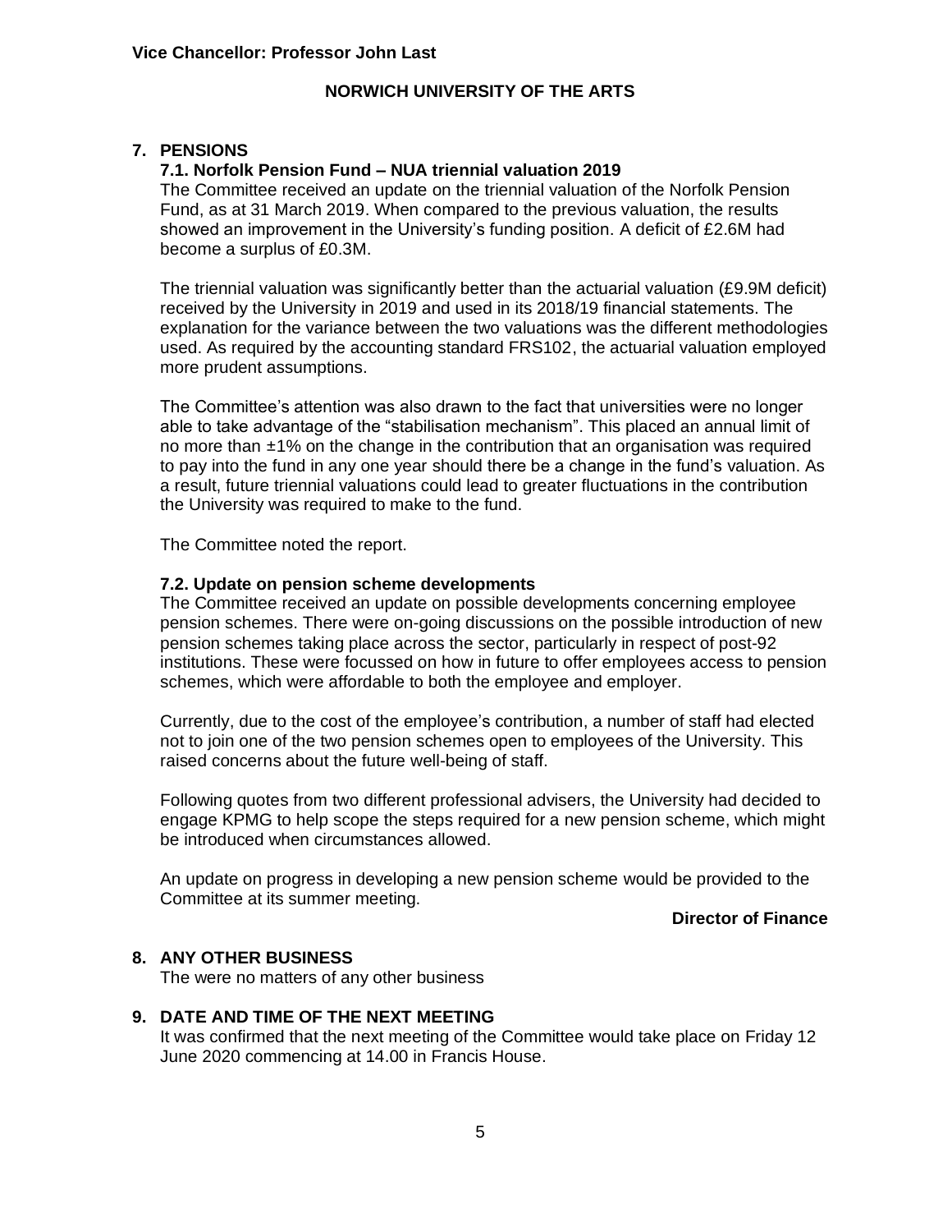**Vice Chancellor: Professor John Last**

**NORWICH UNIVERSITY OF THE ARTS**

## 7. PENSIONS

### 7.1. Norfolk Pension Fund – NUA triennial valuation 2019

The Committee received an update on the triennial valuation of the Norfolk Pension Fund, as at 31 March 2019. When compared to the previous valuation, the results showed an improvement in the University's funding position. A deficit of £2.6M had become a surplus of £0.3M.

The triennial valuation was significantly better than the actuarial valuation (£9.9M deficit) received by the University in 2019 and used in its 2018/19 financial statements. The explanation for the variance between the two valuations was the different methodologies used. As required by the accounting standard FRS102, the actuarial valuation employed more prudent assumptions.

The Committee's attention was also drawn to the fact that universities were no longer able to take advantage of the "stabilisation mechanism". This placed an annual limit of no more than ±1% on the change in the contribution that an organisation was required to pay into the fund in any one year should there be a change in the fund's valuation. As a result, future triennial valuations could lead to greater fluctuations in the contribution the University was required to make to the fund.

The Committee noted the report.

### 7.2. Update on pension scheme developments

The Committee received an update on possible developments concerning employee pension schemes. There were on-going discussions on the possible introduction of new pension schemes taking place across the sector, particularly in respect of post-92 institutions. These were focussed on how in future to offer employees access to pension schemes, which were affordable to both the employee and employer.

Currently, due to the cost of the employee's contribution, a number of staff had elected not to join one of the two pension schemes open to employees of the University. This raised concerns about the future well-being of staff.

Following quotes from two different professional advisers, the University had decided to engage KPMG to help scope the steps required for a new pension scheme, which might be introduced when circumstances allowed.

An update on progress in developing a new pension scheme would be provided to the Committee at its summer meeting.

**Director of Finance**

## 8. ANY OTHER BUSINESS

The were no matters of any other business

## 9. DATE AND TIME OF THE NEXT MEETING

It was confirmed that the next meeting of the Committee would take place on Friday 12 June 2020 commencing at 14.00 in Francis House.